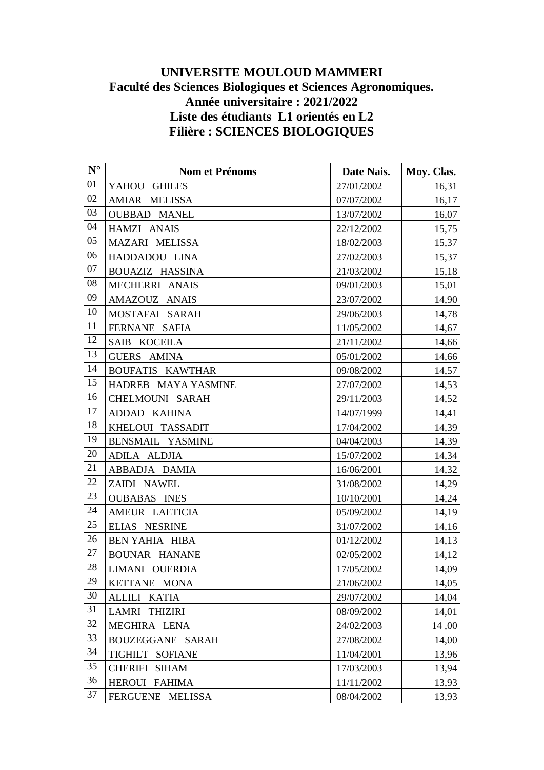**UNIVERSITE MOULOUD MAMMERI**
**Faculté des Sciences Biologiques et Sciences Agronomiques.**
**Année universitaire : 2021/2022**
**Liste des étudiants L1 orientés en L2**
**Filière : SCIENCES BIOLOGIQUES**

| N° | Nom et Prénoms | Date Nais. | Moy. Clas. |
|---|---|---|---|
| 01 | YAHOU GHILES | 27/01/2002 | 16,31 |
| 02 | AMIAR MELISSA | 07/07/2002 | 16,17 |
| 03 | OUBBAD MANEL | 13/07/2002 | 16,07 |
| 04 | HAMZI ANAIS | 22/12/2002 | 15,75 |
| 05 | MAZARI MELISSA | 18/02/2003 | 15,37 |
| 06 | HADDADOU LINA | 27/02/2003 | 15,37 |
| 07 | BOUAZIZ HASSINA | 21/03/2002 | 15,18 |
| 08 | MECHERRI ANAIS | 09/01/2003 | 15,01 |
| 09 | AMAZOUZ ANAIS | 23/07/2002 | 14,90 |
| 10 | MOSTAFAI SARAH | 29/06/2003 | 14,78 |
| 11 | FERNANE SAFIA | 11/05/2002 | 14,67 |
| 12 | SAIB KOCEILA | 21/11/2002 | 14,66 |
| 13 | GUERS AMINA | 05/01/2002 | 14,66 |
| 14 | BOUFATIS KAWTHAR | 09/08/2002 | 14,57 |
| 15 | HADREB MAYA YASMINE | 27/07/2002 | 14,53 |
| 16 | CHELMOUNI SARAH | 29/11/2003 | 14,52 |
| 17 | ADDAD KAHINA | 14/07/1999 | 14,41 |
| 18 | KHELOUI TASSADIT | 17/04/2002 | 14,39 |
| 19 | BENSMAIL YASMINE | 04/04/2003 | 14,39 |
| 20 | ADILA ALDJIA | 15/07/2002 | 14,34 |
| 21 | ABBADJA DAMIA | 16/06/2001 | 14,32 |
| 22 | ZAIDI NAWEL | 31/08/2002 | 14,29 |
| 23 | OUBABAS INES | 10/10/2001 | 14,24 |
| 24 | AMEUR LAETICIA | 05/09/2002 | 14,19 |
| 25 | ELIAS NESRINE | 31/07/2002 | 14,16 |
| 26 | BEN YAHIA HIBA | 01/12/2002 | 14,13 |
| 27 | BOUNAR HANANE | 02/05/2002 | 14,12 |
| 28 | LIMANI OUERDIA | 17/05/2002 | 14,09 |
| 29 | KETTANE MONA | 21/06/2002 | 14,05 |
| 30 | ALLILI KATIA | 29/07/2002 | 14,04 |
| 31 | LAMRI THIZIRI | 08/09/2002 | 14,01 |
| 32 | MEGHIRA LENA | 24/02/2003 | 14 ,00 |
| 33 | BOUZEGGANE SARAH | 27/08/2002 | 14,00 |
| 34 | TIGHILT SOFIANE | 11/04/2001 | 13,96 |
| 35 | CHERIFI SIHAM | 17/03/2003 | 13,94 |
| 36 | HEROUI FAHIMA | 11/11/2002 | 13,93 |
| 37 | FERGUENE MELISSA | 08/04/2002 | 13,93 |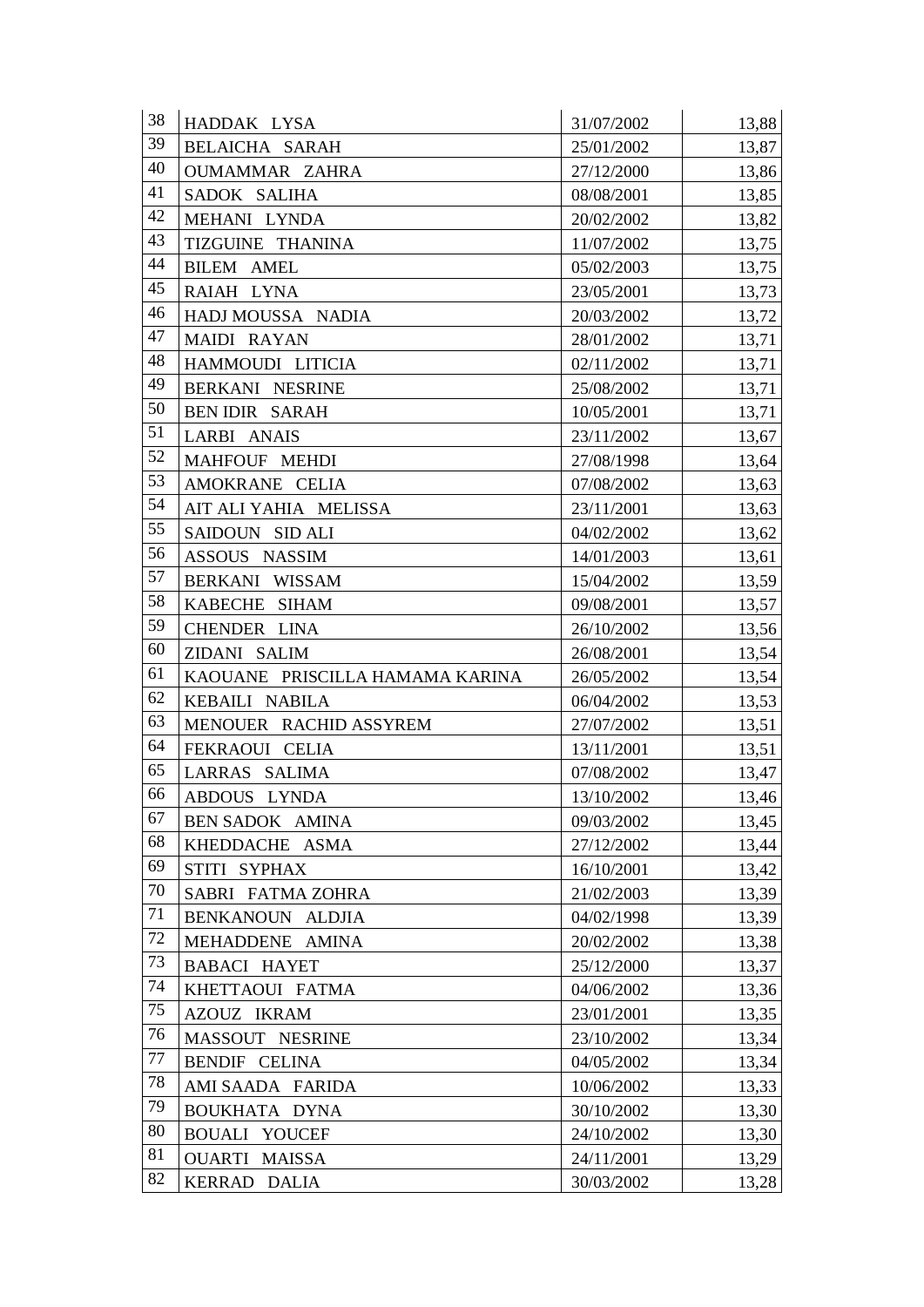| | | | |
|---|---|---|---|
| 38 | HADDAK LYSA | 31/07/2002 | 13,88 |
| 39 | BELAICHA SARAH | 25/01/2002 | 13,87 |
| 40 | OUMAMMAR ZAHRA | 27/12/2000 | 13,86 |
| 41 | SADOK SALIHA | 08/08/2001 | 13,85 |
| 42 | MEHANI LYNDA | 20/02/2002 | 13,82 |
| 43 | TIZGUINE THANINA | 11/07/2002 | 13,75 |
| 44 | BILEM AMEL | 05/02/2003 | 13,75 |
| 45 | RAIAH LYNA | 23/05/2001 | 13,73 |
| 46 | HADJ MOUSSA NADIA | 20/03/2002 | 13,72 |
| 47 | MAIDI RAYAN | 28/01/2002 | 13,71 |
| 48 | HAMMOUDI LITICIA | 02/11/2002 | 13,71 |
| 49 | BERKANI NESRINE | 25/08/2002 | 13,71 |
| 50 | BEN IDIR SARAH | 10/05/2001 | 13,71 |
| 51 | LARBI ANAIS | 23/11/2002 | 13,67 |
| 52 | MAHFOUF MEHDI | 27/08/1998 | 13,64 |
| 53 | AMOKRANE CELIA | 07/08/2002 | 13,63 |
| 54 | AIT ALI YAHIA MELISSA | 23/11/2001 | 13,63 |
| 55 | SAIDOUN SID ALI | 04/02/2002 | 13,62 |
| 56 | ASSOUS NASSIM | 14/01/2003 | 13,61 |
| 57 | BERKANI WISSAM | 15/04/2002 | 13,59 |
| 58 | KABECHE SIHAM | 09/08/2001 | 13,57 |
| 59 | CHENDER LINA | 26/10/2002 | 13,56 |
| 60 | ZIDANI SALIM | 26/08/2001 | 13,54 |
| 61 | KAOUANE PRISCILLA HAMAMA KARINA | 26/05/2002 | 13,54 |
| 62 | KEBAILI NABILA | 06/04/2002 | 13,53 |
| 63 | MENOUER RACHID ASSYREM | 27/07/2002 | 13,51 |
| 64 | FEKRAOUI CELIA | 13/11/2001 | 13,51 |
| 65 | LARRAS SALIMA | 07/08/2002 | 13,47 |
| 66 | ABDOUS LYNDA | 13/10/2002 | 13,46 |
| 67 | BEN SADOK AMINA | 09/03/2002 | 13,45 |
| 68 | KHEDDACHE ASMA | 27/12/2002 | 13,44 |
| 69 | STITI SYPHAX | 16/10/2001 | 13,42 |
| 70 | SABRI FATMA ZOHRA | 21/02/2003 | 13,39 |
| 71 | BENKANOUN ALDJIA | 04/02/1998 | 13,39 |
| 72 | MEHADDENE AMINA | 20/02/2002 | 13,38 |
| 73 | BABACI HAYET | 25/12/2000 | 13,37 |
| 74 | KHETTAOUI FATMA | 04/06/2002 | 13,36 |
| 75 | AZOUZ IKRAM | 23/01/2001 | 13,35 |
| 76 | MASSOUT NESRINE | 23/10/2002 | 13,34 |
| 77 | BENDIF CELINA | 04/05/2002 | 13,34 |
| 78 | AMI SAADA FARIDA | 10/06/2002 | 13,33 |
| 79 | BOUKHATA DYNA | 30/10/2002 | 13,30 |
| 80 | BOUALI YOUCEF | 24/10/2002 | 13,30 |
| 81 | OUARTI MAISSA | 24/11/2001 | 13,29 |
| 82 | KERRAD DALIA | 30/03/2002 | 13,28 |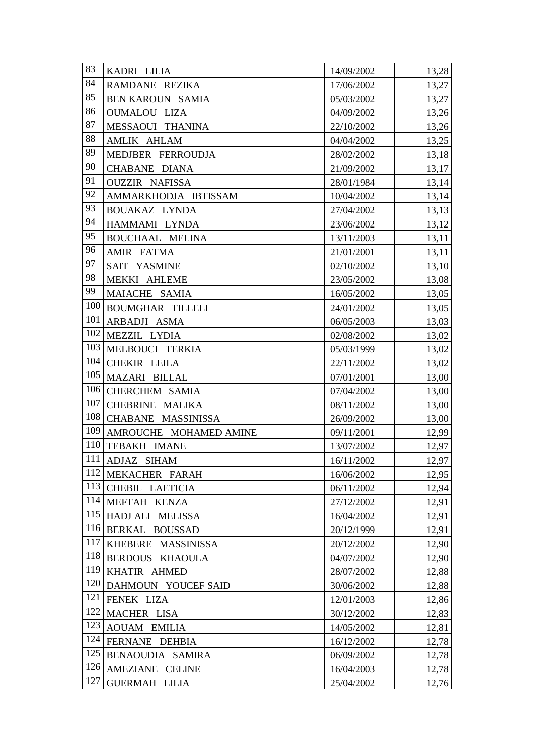| | | | |
|---|---|---|---|
| 83 | KADRI LILIA | 14/09/2002 | 13,28 |
| 84 | RAMDANE REZIKA | 17/06/2002 | 13,27 |
| 85 | BEN KAROUN SAMIA | 05/03/2002 | 13,27 |
| 86 | OUMALOU LIZA | 04/09/2002 | 13,26 |
| 87 | MESSAOUI THANINA | 22/10/2002 | 13,26 |
| 88 | AMLIK AHLAM | 04/04/2002 | 13,25 |
| 89 | MEDJBER FERROUDJA | 28/02/2002 | 13,18 |
| 90 | CHABANE DIANA | 21/09/2002 | 13,17 |
| 91 | OUZZIR NAFISSA | 28/01/1984 | 13,14 |
| 92 | AMMARKHODJA IBTISSAM | 10/04/2002 | 13,14 |
| 93 | BOUAKAZ LYNDA | 27/04/2002 | 13,13 |
| 94 | HAMMAMI LYNDA | 23/06/2002 | 13,12 |
| 95 | BOUCHAAL MELINA | 13/11/2003 | 13,11 |
| 96 | AMIR FATMA | 21/01/2001 | 13,11 |
| 97 | SAIT YASMINE | 02/10/2002 | 13,10 |
| 98 | MEKKI AHLEME | 23/05/2002 | 13,08 |
| 99 | MAIACHE SAMIA | 16/05/2002 | 13,05 |
| 100 | BOUMGHAR TILLELI | 24/01/2002 | 13,05 |
| 101 | ARBADJI ASMA | 06/05/2003 | 13,03 |
| 102 | MEZZIL LYDIA | 02/08/2002 | 13,02 |
| 103 | MELBOUCI TERKIA | 05/03/1999 | 13,02 |
| 104 | CHEKIR LEILA | 22/11/2002 | 13,02 |
| 105 | MAZARI BILLAL | 07/01/2001 | 13,00 |
| 106 | CHERCHEM SAMIA | 07/04/2002 | 13,00 |
| 107 | CHEBRINE MALIKA | 08/11/2002 | 13,00 |
| 108 | CHABANE MASSINISSA | 26/09/2002 | 13,00 |
| 109 | AMROUCHE MOHAMED AMINE | 09/11/2001 | 12,99 |
| 110 | TEBAKH IMANE | 13/07/2002 | 12,97 |
| 111 | ADJAZ SIHAM | 16/11/2002 | 12,97 |
| 112 | MEKACHER FARAH | 16/06/2002 | 12,95 |
| 113 | CHEBIL LAETICIA | 06/11/2002 | 12,94 |
| 114 | MEFTAH KENZA | 27/12/2002 | 12,91 |
| 115 | HADJ ALI MELISSA | 16/04/2002 | 12,91 |
| 116 | BERKAL BOUSSAD | 20/12/1999 | 12,91 |
| 117 | KHEBERE MASSINISSA | 20/12/2002 | 12,90 |
| 118 | BERDOUS KHAOULA | 04/07/2002 | 12,90 |
| 119 | KHATIR AHMED | 28/07/2002 | 12,88 |
| 120 | DAHMOUN YOUCEF SAID | 30/06/2002 | 12,88 |
| 121 | FENEK LIZA | 12/01/2003 | 12,86 |
| 122 | MACHER LISA | 30/12/2002 | 12,83 |
| 123 | AOUAM EMILIA | 14/05/2002 | 12,81 |
| 124 | FERNANE DEHBIA | 16/12/2002 | 12,78 |
| 125 | BENAOUDIA SAMIRA | 06/09/2002 | 12,78 |
| 126 | AMEZIANE CELINE | 16/04/2003 | 12,78 |
| 127 | GUERMAH LILIA | 25/04/2002 | 12,76 |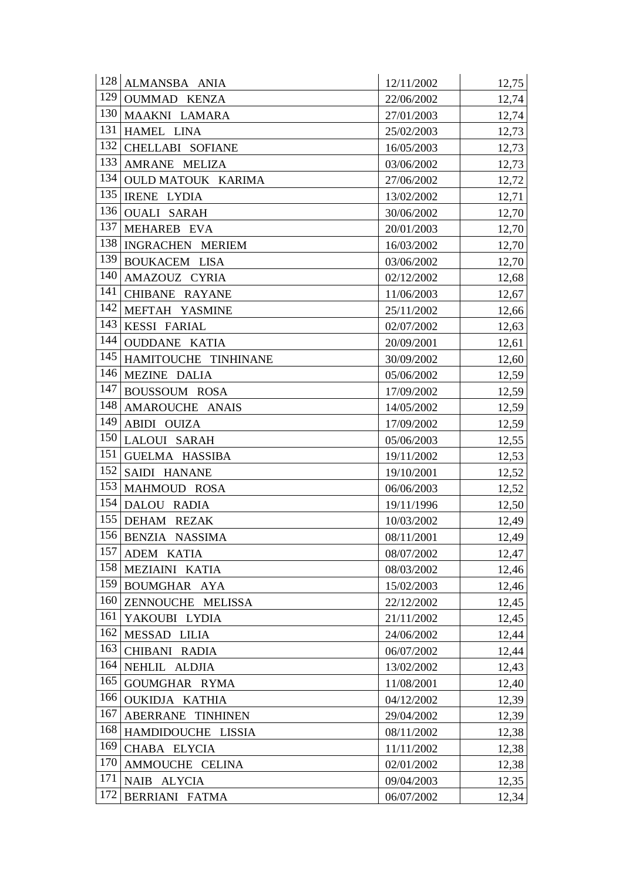| | | | |
|---|---|---|---|
| 128 | ALMANSBA ANIA | 12/11/2002 | 12,75 |
| 129 | OUMMAD KENZA | 22/06/2002 | 12,74 |
| 130 | MAAKNI LAMARA | 27/01/2003 | 12,74 |
| 131 | HAMEL LINA | 25/02/2003 | 12,73 |
| 132 | CHELLABI SOFIANE | 16/05/2003 | 12,73 |
| 133 | AMRANE MELIZA | 03/06/2002 | 12,73 |
| 134 | OULD MATOUK KARIMA | 27/06/2002 | 12,72 |
| 135 | IRENE LYDIA | 13/02/2002 | 12,71 |
| 136 | OUALI SARAH | 30/06/2002 | 12,70 |
| 137 | MEHAREB EVA | 20/01/2003 | 12,70 |
| 138 | INGRACHEN MERIEM | 16/03/2002 | 12,70 |
| 139 | BOUKACEM LISA | 03/06/2002 | 12,70 |
| 140 | AMAZOUZ CYRIA | 02/12/2002 | 12,68 |
| 141 | CHIBANE RAYANE | 11/06/2003 | 12,67 |
| 142 | MEFTAH YASMINE | 25/11/2002 | 12,66 |
| 143 | KESSI FARIAL | 02/07/2002 | 12,63 |
| 144 | OUDDANE KATIA | 20/09/2001 | 12,61 |
| 145 | HAMITOUCHE TINHINANE | 30/09/2002 | 12,60 |
| 146 | MEZINE DALIA | 05/06/2002 | 12,59 |
| 147 | BOUSSOUM ROSA | 17/09/2002 | 12,59 |
| 148 | AMAROUCHE ANAIS | 14/05/2002 | 12,59 |
| 149 | ABIDI OUIZA | 17/09/2002 | 12,59 |
| 150 | LALOUI SARAH | 05/06/2003 | 12,55 |
| 151 | GUELMA HASSIBA | 19/11/2002 | 12,53 |
| 152 | SAIDI HANANE | 19/10/2001 | 12,52 |
| 153 | MAHMOUD ROSA | 06/06/2003 | 12,52 |
| 154 | DALOU RADIA | 19/11/1996 | 12,50 |
| 155 | DEHAM REZAK | 10/03/2002 | 12,49 |
| 156 | BENZIA NASSIMA | 08/11/2001 | 12,49 |
| 157 | ADEM KATIA | 08/07/2002 | 12,47 |
| 158 | MEZIAINI KATIA | 08/03/2002 | 12,46 |
| 159 | BOUMGHAR AYA | 15/02/2003 | 12,46 |
| 160 | ZENNOUCHE MELISSA | 22/12/2002 | 12,45 |
| 161 | YAKOUBI LYDIA | 21/11/2002 | 12,45 |
| 162 | MESSAD LILIA | 24/06/2002 | 12,44 |
| 163 | CHIBANI RADIA | 06/07/2002 | 12,44 |
| 164 | NEHLIL ALDJIA | 13/02/2002 | 12,43 |
| 165 | GOUMGHAR RYMA | 11/08/2001 | 12,40 |
| 166 | OUKIDJA KATHIA | 04/12/2002 | 12,39 |
| 167 | ABERRANE TINHINEN | 29/04/2002 | 12,39 |
| 168 | HAMDIDOUCHE LISSIA | 08/11/2002 | 12,38 |
| 169 | CHABA ELYCIA | 11/11/2002 | 12,38 |
| 170 | AMMOUCHE CELINA | 02/01/2002 | 12,38 |
| 171 | NAIB ALYCIA | 09/04/2003 | 12,35 |
| 172 | BERRIANI FATMA | 06/07/2002 | 12,34 |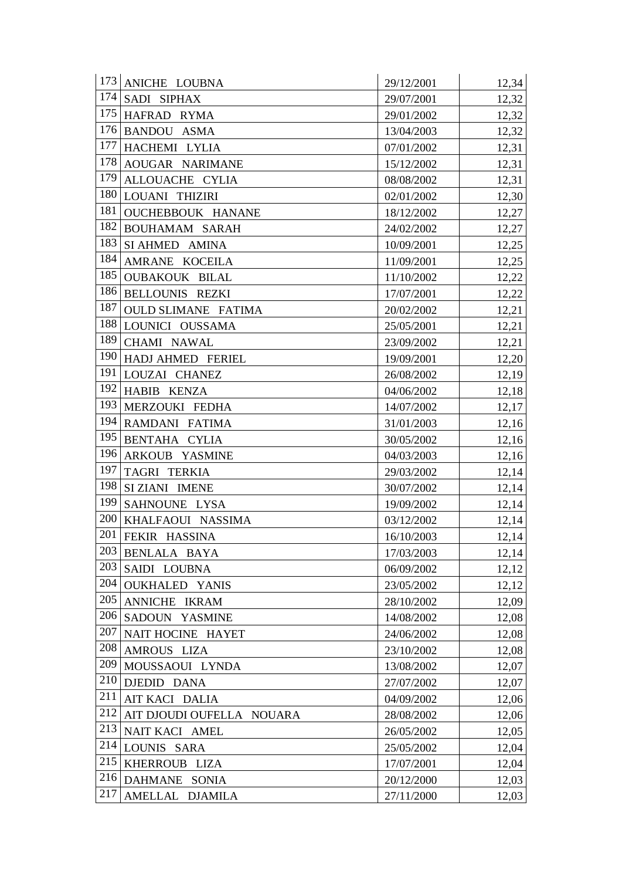| | | | |
|---|---|---|---|
| 173 | ANICHE LOUBNA | 29/12/2001 | 12,34 |
| 174 | SADI SIPHAX | 29/07/2001 | 12,32 |
| 175 | HAFRAD RYMA | 29/01/2002 | 12,32 |
| 176 | BANDOU ASMA | 13/04/2003 | 12,32 |
| 177 | HACHEMI LYLIA | 07/01/2002 | 12,31 |
| 178 | AOUGAR NARIMANE | 15/12/2002 | 12,31 |
| 179 | ALLOUACHE CYLIA | 08/08/2002 | 12,31 |
| 180 | LOUANI THIZIRI | 02/01/2002 | 12,30 |
| 181 | OUCHEBBOUK HANANE | 18/12/2002 | 12,27 |
| 182 | BOUHAMAM SARAH | 24/02/2002 | 12,27 |
| 183 | SI AHMED AMINA | 10/09/2001 | 12,25 |
| 184 | AMRANE KOCEILA | 11/09/2001 | 12,25 |
| 185 | OUBAKOUK BILAL | 11/10/2002 | 12,22 |
| 186 | BELLOUNIS REZKI | 17/07/2001 | 12,22 |
| 187 | OULD SLIMANE FATIMA | 20/02/2002 | 12,21 |
| 188 | LOUNICI OUSSAMA | 25/05/2001 | 12,21 |
| 189 | CHAMI NAWAL | 23/09/2002 | 12,21 |
| 190 | HADJ AHMED FERIEL | 19/09/2001 | 12,20 |
| 191 | LOUZAI CHANEZ | 26/08/2002 | 12,19 |
| 192 | HABIB KENZA | 04/06/2002 | 12,18 |
| 193 | MERZOUKI FEDHA | 14/07/2002 | 12,17 |
| 194 | RAMDANI FATIMA | 31/01/2003 | 12,16 |
| 195 | BENTAHA CYLIA | 30/05/2002 | 12,16 |
| 196 | ARKOUB YASMINE | 04/03/2003 | 12,16 |
| 197 | TAGRI TERKIA | 29/03/2002 | 12,14 |
| 198 | SI ZIANI IMENE | 30/07/2002 | 12,14 |
| 199 | SAHNOUNE LYSA | 19/09/2002 | 12,14 |
| 200 | KHALFAOUI NASSIMA | 03/12/2002 | 12,14 |
| 201 | FEKIR HASSINA | 16/10/2003 | 12,14 |
| 203 | BENLALA BAYA | 17/03/2003 | 12,14 |
| 203 | SAIDI LOUBNA | 06/09/2002 | 12,12 |
| 204 | OUKHALED YANIS | 23/05/2002 | 12,12 |
| 205 | ANNICHE IKRAM | 28/10/2002 | 12,09 |
| 206 | SADOUN YASMINE | 14/08/2002 | 12,08 |
| 207 | NAIT HOCINE HAYET | 24/06/2002 | 12,08 |
| 208 | AMROUS LIZA | 23/10/2002 | 12,08 |
| 209 | MOUSSAOUI LYNDA | 13/08/2002 | 12,07 |
| 210 | DJEDID DANA | 27/07/2002 | 12,07 |
| 211 | AIT KACI DALIA | 04/09/2002 | 12,06 |
| 212 | AIT DJOUDI OUFELLA NOUARA | 28/08/2002 | 12,06 |
| 213 | NAIT KACI AMEL | 26/05/2002 | 12,05 |
| 214 | LOUNIS SARA | 25/05/2002 | 12,04 |
| 215 | KHERROUB LIZA | 17/07/2001 | 12,04 |
| 216 | DAHMANE SONIA | 20/12/2000 | 12,03 |
| 217 | AMELLAL DJAMILA | 27/11/2000 | 12,03 |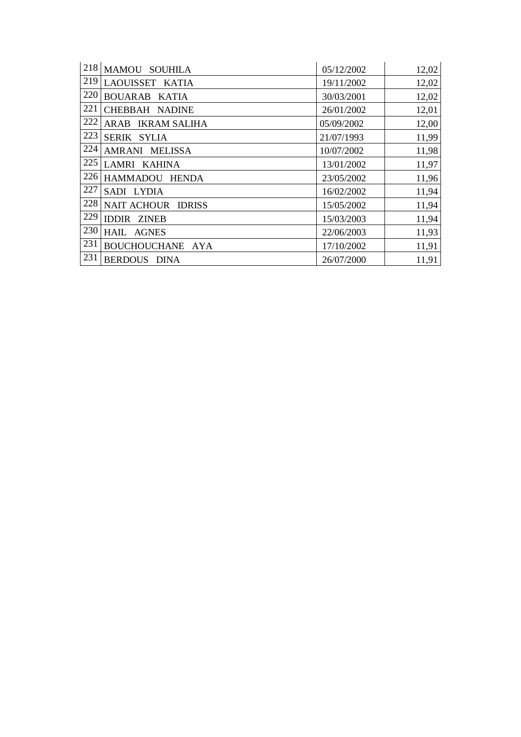| | | | |
|---|---|---|---|
| 218 | MAMOU SOUHILA | 05/12/2002 | 12,02 |
| 219 | LAOUISSET KATIA | 19/11/2002 | 12,02 |
| 220 | BOUARAB KATIA | 30/03/2001 | 12,02 |
| 221 | CHEBBAH NADINE | 26/01/2002 | 12,01 |
| 222 | ARAB IKRAM SALIHA | 05/09/2002 | 12,00 |
| 223 | SERIK SYLIA | 21/07/1993 | 11,99 |
| 224 | AMRANI MELISSA | 10/07/2002 | 11,98 |
| 225 | LAMRI KAHINA | 13/01/2002 | 11,97 |
| 226 | HAMMADOU HENDA | 23/05/2002 | 11,96 |
| 227 | SADI LYDIA | 16/02/2002 | 11,94 |
| 228 | NAIT ACHOUR IDRISS | 15/05/2002 | 11,94 |
| 229 | IDDIR ZINEB | 15/03/2003 | 11,94 |
| 230 | HAIL AGNES | 22/06/2003 | 11,93 |
| 231 | BOUCHOUCHANE AYA | 17/10/2002 | 11,91 |
| 231 | BERDOUS DINA | 26/07/2000 | 11,91 |